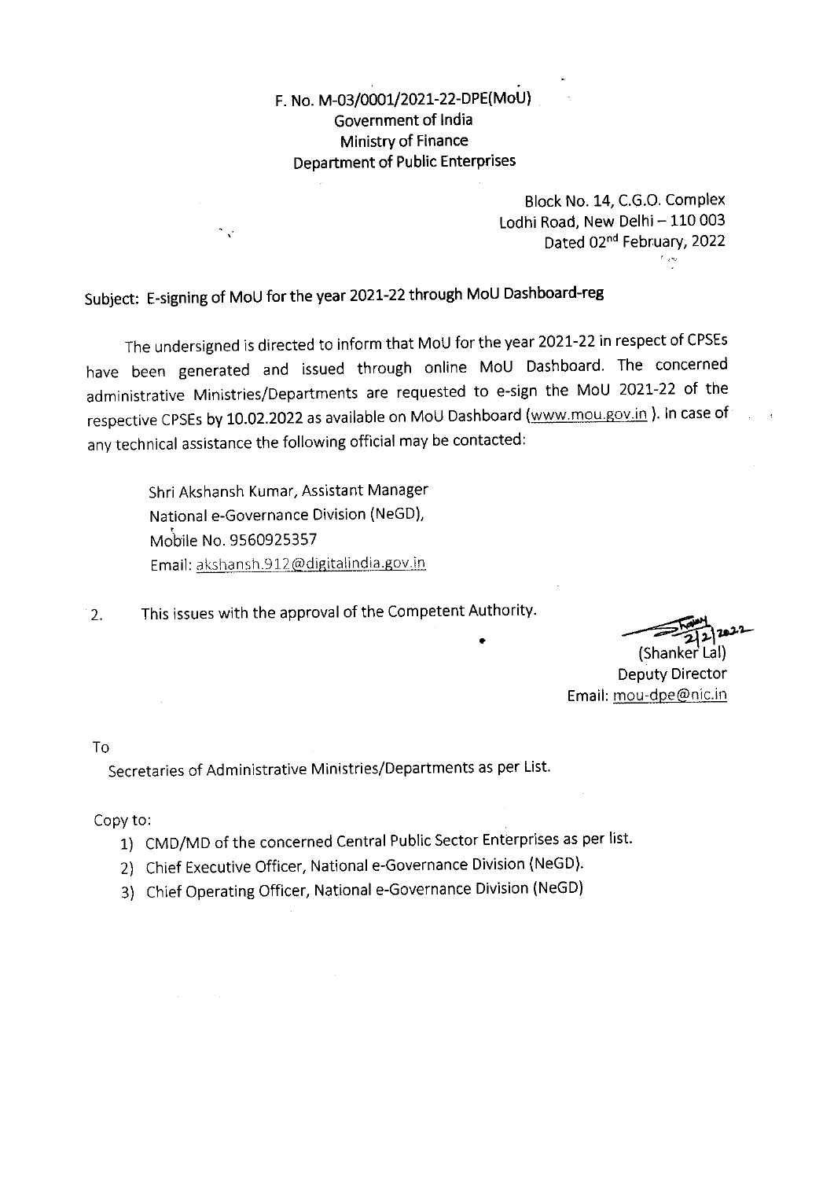F. No. M-03/0001/2021-22-DPE(MoU)
Government of India
Ministry of Finance
Department of Public Enterprises

Block No. 14, C.G.O. Complex
Lodhi Road, New Delhi – 110 003
Dated 02nd February, 2022

Subject: E-signing of MoU for the year 2021-22 through MoU Dashboard-reg

The undersigned is directed to inform that MoU for the year 2021-22 in respect of CPSEs have been generated and issued through online MoU Dashboard. The concerned administrative Ministries/Departments are requested to e-sign the MoU 2021-22 of the respective CPSEs by **10.02.2022** as available on MoU Dashboard (www.mou.gov.in). In case of any technical assistance the following official may be contacted:

Shri Akshansh Kumar, Assistant Manager
National e-Governance Division (NeGD),
Mobile No. 9560925357
Email: akshansh.912@digitalindia.gov.in

2. This issues with the approval of the Competent Authority.

2/2/2022
(Shanker Lal)
Deputy Director
Email: mou-dpe@nic.in

To

Secretaries of Administrative Ministries/Departments as per List.

Copy to:

1) CMD/MD of the concerned Central Public Sector Enterprises as per list.
2) Chief Executive Officer, National e-Governance Division (NeGD).
3) Chief Operating Officer, National e-Governance Division (NeGD)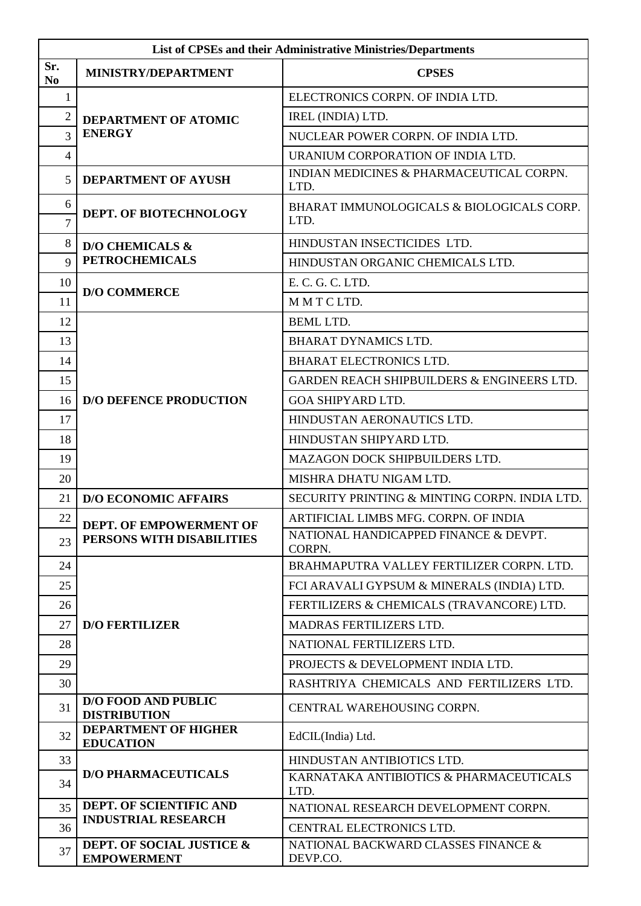| List of CPSEs and their Administrative Ministries/Departments | | |
|---|---|---|
| **Sr. No** | **MINISTRY/DEPARTMENT** | **CPSES** |
| 1 | **DEPARTMENT OF ATOMIC ENERGY** | ELECTRONICS CORPN. OF INDIA LTD. |
| 2 | | IREL (INDIA) LTD. |
| 3 | | NUCLEAR POWER CORPN. OF INDIA LTD. |
| 4 | | URANIUM CORPORATION OF INDIA LTD. |
| 5 | **DEPARTMENT OF AYUSH** | INDIAN MEDICINES & PHARMACEUTICAL CORPN. LTD. |
| 6 | **DEPT. OF BIOTECHNOLOGY** | BHARAT IMMUNOLOGICALS & BIOLOGICALS CORP. LTD. |
| 7 | | |
| 8 | **D/O CHEMICALS & PETROCHEMICALS** | HINDUSTAN INSECTICIDES LTD. |
| 9 | | HINDUSTAN ORGANIC CHEMICALS LTD. |
| 10 | **D/O COMMERCE** | E. C. G. C. LTD. |
| 11 | | M M T C LTD. |
| 12 | **D/O DEFENCE PRODUCTION** | BEML LTD. |
| 13 | | BHARAT DYNAMICS LTD. |
| 14 | | BHARAT ELECTRONICS LTD. |
| 15 | | GARDEN REACH SHIPBUILDERS & ENGINEERS LTD. |
| 16 | | GOA SHIPYARD LTD. |
| 17 | | HINDUSTAN AERONAUTICS LTD. |
| 18 | | HINDUSTAN SHIPYARD LTD. |
| 19 | | MAZAGON DOCK SHIPBUILDERS LTD. |
| 20 | | MISHRA DHATU NIGAM LTD. |
| 21 | **D/O ECONOMIC AFFAIRS** | SECURITY PRINTING & MINTING CORPN. INDIA LTD. |
| 22 | **DEPT. OF EMPOWERMENT OF PERSONS WITH DISABILITIES** | ARTIFICIAL LIMBS MFG. CORPN. OF INDIA |
| 23 | | NATIONAL HANDICAPPED FINANCE & DEVPT. CORPN. |
| 24 | **D/O FERTILIZER** | BRAHMAPUTRA VALLEY FERTILIZER CORPN. LTD. |
| 25 | | FCI ARAVALI GYPSUM & MINERALS (INDIA) LTD. |
| 26 | | FERTILIZERS & CHEMICALS (TRAVANCORE) LTD. |
| 27 | | MADRAS FERTILIZERS LTD. |
| 28 | | NATIONAL FERTILIZERS LTD. |
| 29 | | PROJECTS & DEVELOPMENT INDIA LTD. |
| 30 | | RASHTRIYA CHEMICALS AND FERTILIZERS LTD. |
| 31 | **D/O FOOD AND PUBLIC DISTRIBUTION** | CENTRAL WAREHOUSING CORPN. |
| 32 | **DEPARTMENT OF HIGHER EDUCATION** | EdCIL(India) Ltd. |
| 33 | **D/O PHARMACEUTICALS** | HINDUSTAN ANTIBIOTICS LTD. |
| 34 | | KARNATAKA ANTIBIOTICS & PHARMACEUTICALS LTD. |
| 35 | **DEPT. OF SCIENTIFIC AND INDUSTRIAL RESEARCH** | NATIONAL RESEARCH DEVELOPMENT CORPN. |
| 36 | | CENTRAL ELECTRONICS LTD. |
| 37 | **DEPT. OF SOCIAL JUSTICE & EMPOWERMENT** | NATIONAL BACKWARD CLASSES FINANCE & DEVP.CO. |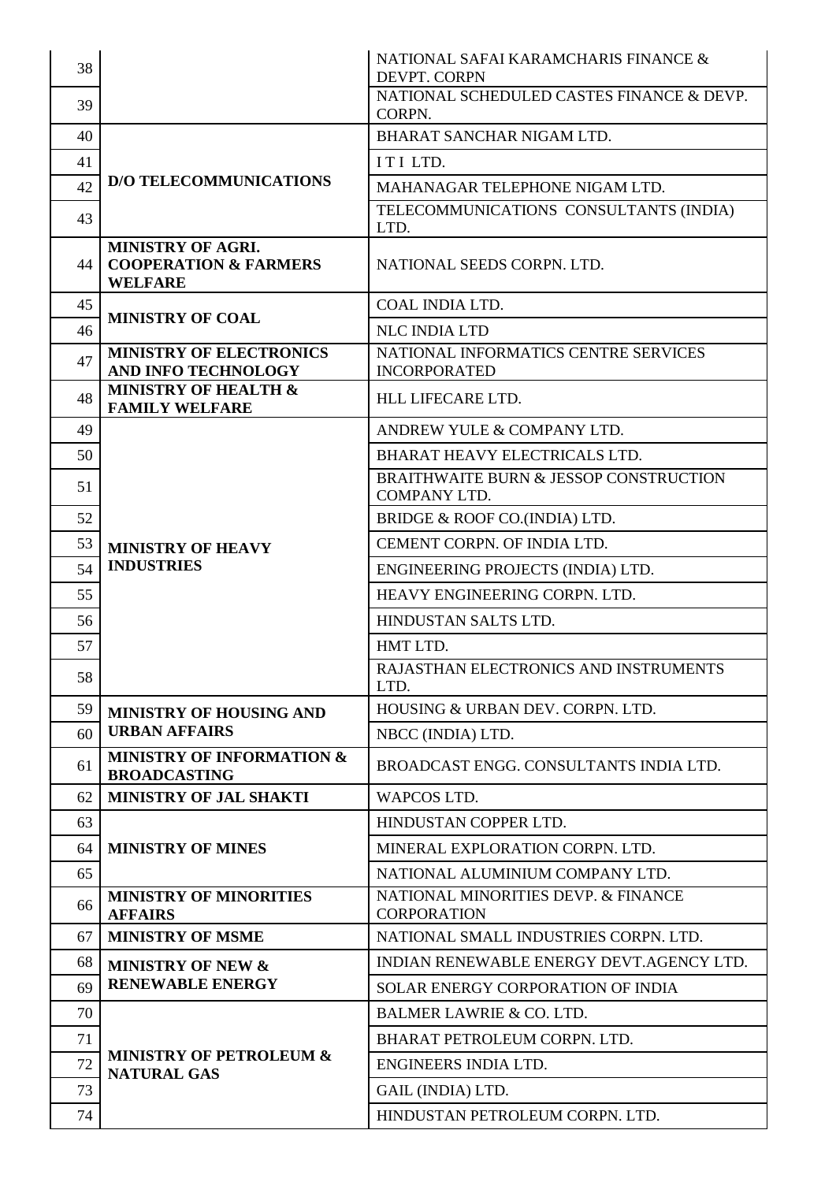| | | |
|---|---|---|
| 38 | | NATIONAL SAFAI KARAMCHARIS FINANCE & DEVPT. CORPN |
| 39 | | NATIONAL SCHEDULED CASTES FINANCE & DEVP. CORPN. |
| 40 | **D/O TELECOMMUNICATIONS** | BHARAT SANCHAR NIGAM LTD. |
| 41 | | I T I LTD. |
| 42 | | MAHANAGAR TELEPHONE NIGAM LTD. |
| 43 | | TELECOMMUNICATIONS CONSULTANTS (INDIA) LTD. |
| 44 | **MINISTRY OF AGRI. COOPERATION & FARMERS WELFARE** | NATIONAL SEEDS CORPN. LTD. |
| 45 | **MINISTRY OF COAL** | COAL INDIA LTD. |
| 46 | | NLC INDIA LTD |
| 47 | **MINISTRY OF ELECTRONICS AND INFO TECHNOLOGY** | NATIONAL INFORMATICS CENTRE SERVICES INCORPORATED |
| 48 | **MINISTRY OF HEALTH & FAMILY WELFARE** | HLL LIFECARE LTD. |
| 49 | **MINISTRY OF HEAVY INDUSTRIES** | ANDREW YULE & COMPANY LTD. |
| 50 | | BHARAT HEAVY ELECTRICALS LTD. |
| 51 | | BRAITHWAITE BURN & JESSOP CONSTRUCTION COMPANY LTD. |
| 52 | | BRIDGE & ROOF CO.(INDIA) LTD. |
| 53 | | CEMENT CORPN. OF INDIA LTD. |
| 54 | | ENGINEERING PROJECTS (INDIA) LTD. |
| 55 | | HEAVY ENGINEERING CORPN. LTD. |
| 56 | | HINDUSTAN SALTS LTD. |
| 57 | | HMT LTD. |
| 58 | | RAJASTHAN ELECTRONICS AND INSTRUMENTS LTD. |
| 59 | **MINISTRY OF HOUSING AND URBAN AFFAIRS** | HOUSING & URBAN DEV. CORPN. LTD. |
| 60 | | NBCC (INDIA) LTD. |
| 61 | **MINISTRY OF INFORMATION & BROADCASTING** | BROADCAST ENGG. CONSULTANTS INDIA LTD. |
| 62 | **MINISTRY OF JAL SHAKTI** | WAPCOS LTD. |
| 63 | **MINISTRY OF MINES** | HINDUSTAN COPPER LTD. |
| 64 | | MINERAL EXPLORATION CORPN. LTD. |
| 65 | | NATIONAL ALUMINIUM COMPANY LTD. |
| 66 | **MINISTRY OF MINORITIES AFFAIRS** | NATIONAL MINORITIES DEVP. & FINANCE CORPORATION |
| 67 | **MINISTRY OF MSME** | NATIONAL SMALL INDUSTRIES CORPN. LTD. |
| 68 | **MINISTRY OF NEW & RENEWABLE ENERGY** | INDIAN RENEWABLE ENERGY DEVT.AGENCY LTD. |
| 69 | | SOLAR ENERGY CORPORATION OF INDIA |
| 70 | **MINISTRY OF PETROLEUM & NATURAL GAS** | BALMER LAWRIE & CO. LTD. |
| 71 | | BHARAT PETROLEUM CORPN. LTD. |
| 72 | | ENGINEERS INDIA LTD. |
| 73 | | GAIL (INDIA) LTD. |
| 74 | | HINDUSTAN PETROLEUM CORPN. LTD. |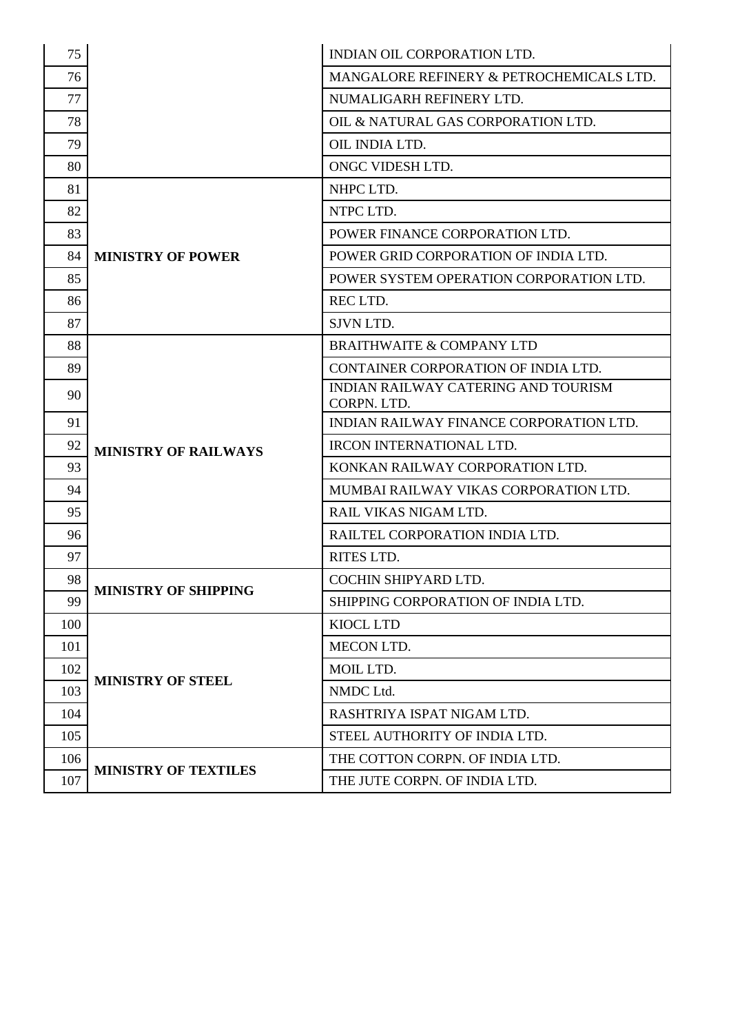| | | |
|---|---|---|
| 75 | | INDIAN OIL CORPORATION LTD. |
| 76 | | MANGALORE REFINERY & PETROCHEMICALS LTD. |
| 77 | | NUMALIGARH REFINERY LTD. |
| 78 | | OIL & NATURAL GAS CORPORATION LTD. |
| 79 | | OIL INDIA LTD. |
| 80 | | ONGC VIDESH LTD. |
| 81 | **MINISTRY OF POWER** | NHPC LTD. |
| 82 | | NTPC LTD. |
| 83 | | POWER FINANCE CORPORATION LTD. |
| 84 | | POWER GRID CORPORATION OF INDIA LTD. |
| 85 | | POWER SYSTEM OPERATION CORPORATION LTD. |
| 86 | | REC LTD. |
| 87 | | SJVN LTD. |
| 88 | **MINISTRY OF RAILWAYS** | BRAITHWAITE & COMPANY LTD |
| 89 | | CONTAINER CORPORATION OF INDIA LTD. |
| 90 | | INDIAN RAILWAY CATERING AND TOURISM CORPN. LTD. |
| 91 | | INDIAN RAILWAY FINANCE CORPORATION LTD. |
| 92 | | IRCON INTERNATIONAL LTD. |
| 93 | | KONKAN RAILWAY CORPORATION LTD. |
| 94 | | MUMBAI RAILWAY VIKAS CORPORATION LTD. |
| 95 | | RAIL VIKAS NIGAM LTD. |
| 96 | | RAILTEL CORPORATION INDIA LTD. |
| 97 | | RITES LTD. |
| 98 | **MINISTRY OF SHIPPING** | COCHIN SHIPYARD LTD. |
| 99 | | SHIPPING CORPORATION OF INDIA LTD. |
| 100 | **MINISTRY OF STEEL** | KIOCL LTD |
| 101 | | MECON LTD. |
| 102 | | MOIL LTD. |
| 103 | | NMDC Ltd. |
| 104 | | RASHTRIYA ISPAT NIGAM LTD. |
| 105 | | STEEL AUTHORITY OF INDIA LTD. |
| 106 | **MINISTRY OF TEXTILES** | THE COTTON CORPN. OF INDIA LTD. |
| 107 | | THE JUTE CORPN. OF INDIA LTD. |